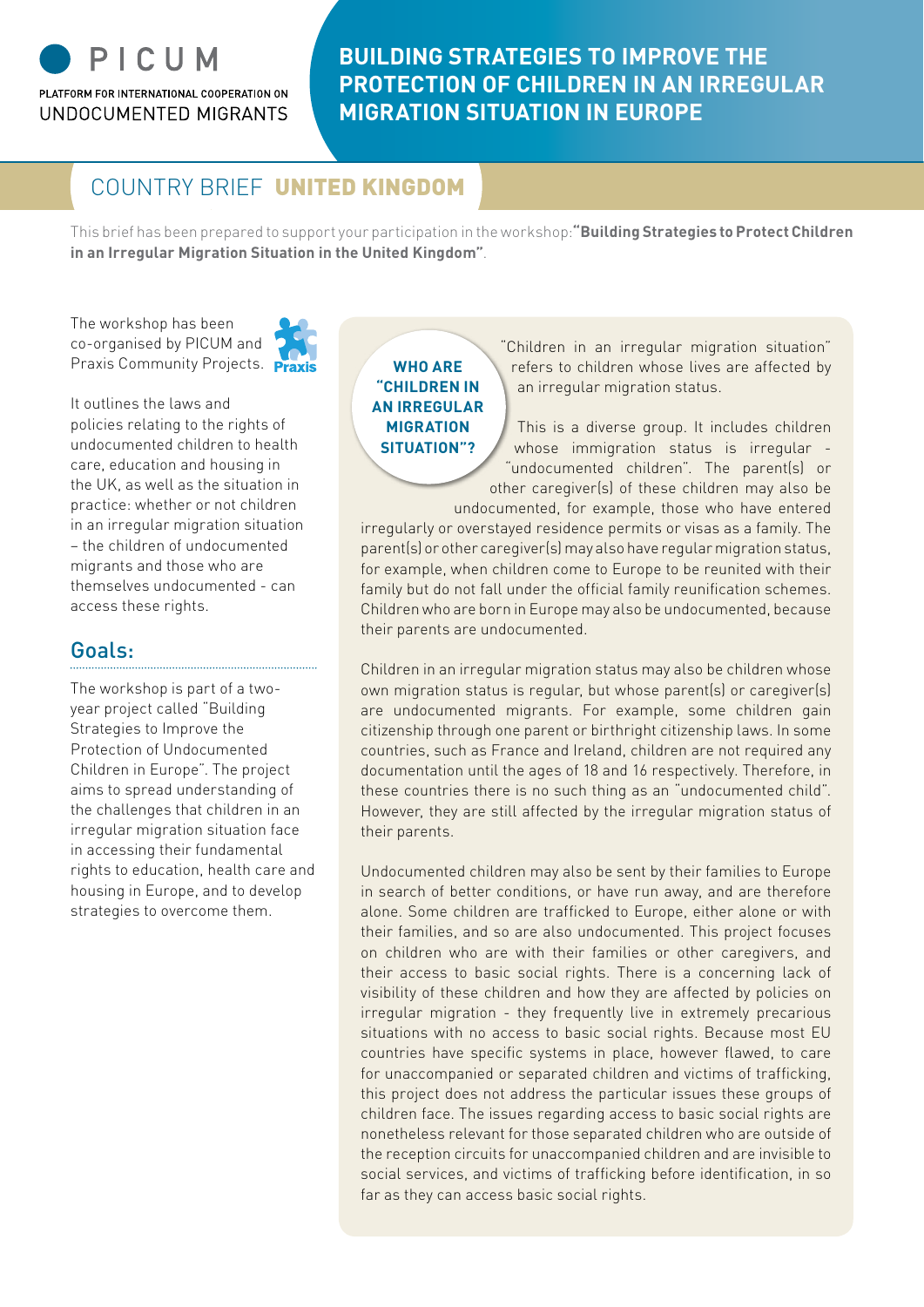PICUM

PLATFORM FOR INTERNATIONAL COOPERATION ON UNDOCUMENTED MIGRANTS

# BUILDING STRATEGIES TO IMPROVE THE PROTECTION OF CHILDREN IN AN IRREGULAR MIGRATION SITUATION IN EUROPE

## COUNTRY BRIEF **UNITED KINGDOM**

This brief has been prepared to support your participation in the workshop: **"Building Strategies to Protect Children in an Irregular Migration Situation in the United Kingdom"**.

The workshop has been co-organised by PICUM and Praxis Community Projects.

It outlines the laws and policies relating to the rights of undocumented children to health care, education and housing in the UK, as well as the situation in practice: whether or not children in an irregular migration situation – the children of undocumented migrants and those who are themselves undocumented - can access these rights.

## Goals:

The workshop is part of a two-year project called "Building Strategies to Improve the Protection of Undocumented Children in Europe". The project aims to spread understanding of the challenges that children in an irregular migration situation face in accessing their fundamental rights to education, health care and housing in Europe, and to develop strategies to overcome them.

### WHO ARE "CHILDREN IN AN IRREGULAR MIGRATION SITUATION"?

"Children in an irregular migration situation" refers to children whose lives are affected by an irregular migration status.

This is a diverse group. It includes children whose immigration status is irregular - "undocumented children". The parent(s) or other caregiver(s) of these children may also be undocumented, for example, those who have entered irregularly or overstayed residence permits or visas as a family. The parent(s) or other caregiver(s) may also have regular migration status, for example, when children come to Europe to be reunited with their family but do not fall under the official family reunification schemes. Children who are born in Europe may also be undocumented, because their parents are undocumented.

Children in an irregular migration status may also be children whose own migration status is regular, but whose parent(s) or caregiver(s) are undocumented migrants. For example, some children gain citizenship through one parent or birthright citizenship laws. In some countries, such as France and Ireland, children are not required any documentation until the ages of 18 and 16 respectively. Therefore, in these countries there is no such thing as an "undocumented child". However, they are still affected by the irregular migration status of their parents.

Undocumented children may also be sent by their families to Europe in search of better conditions, or have run away, and are therefore alone. Some children are trafficked to Europe, either alone or with their families, and so are also undocumented. This project focuses on children who are with their families or other caregivers, and their access to basic social rights. There is a concerning lack of visibility of these children and how they are affected by policies on irregular migration - they frequently live in extremely precarious situations with no access to basic social rights. Because most EU countries have specific systems in place, however flawed, to care for unaccompanied or separated children and victims of trafficking, this project does not address the particular issues these groups of children face. The issues regarding access to basic social rights are nonetheless relevant for those separated children who are outside of the reception circuits for unaccompanied children and are invisible to social services, and victims of trafficking before identification, in so far as they can access basic social rights.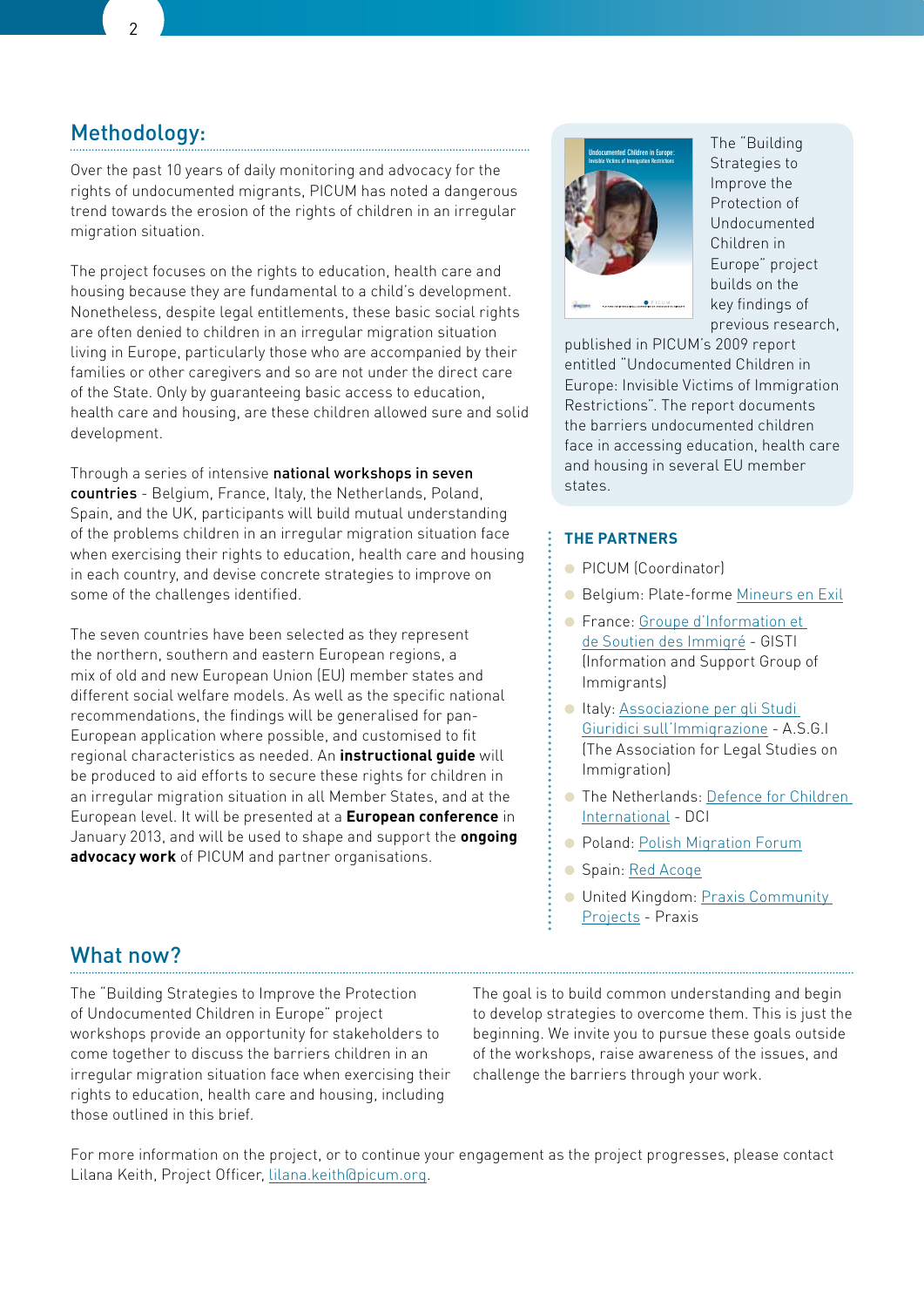## Methodology:

Over the past 10 years of daily monitoring and advocacy for the rights of undocumented migrants, PICUM has noted a dangerous trend towards the erosion of the rights of children in an irregular migration situation.

The project focuses on the rights to education, health care and housing because they are fundamental to a child's development. Nonetheless, despite legal entitlements, these basic social rights are often denied to children in an irregular migration situation living in Europe, particularly those who are accompanied by their families or other caregivers and so are not under the direct care of the State. Only by guaranteeing basic access to education, health care and housing, are these children allowed sure and solid development.

Through a series of intensive **national workshops in seven countries** - Belgium, France, Italy, the Netherlands, Poland, Spain, and the UK, participants will build mutual understanding of the problems children in an irregular migration situation face when exercising their rights to education, health care and housing in each country, and devise concrete strategies to improve on some of the challenges identified.

The seven countries have been selected as they represent the northern, southern and eastern European regions, a mix of old and new European Union (EU) member states and different social welfare models. As well as the specific national recommendations, the findings will be generalised for pan-European application where possible, and customised to fit regional characteristics as needed. An **instructional guide** will be produced to aid efforts to secure these rights for children in an irregular migration situation in all Member States, and at the European level. It will be presented at a **European conference** in January 2013, and will be used to shape and support the **ongoing advocacy work** of PICUM and partner organisations.

The "Building Strategies to Improve the Protection of Undocumented Children in Europe" project builds on the key findings of previous research, published in PICUM's 2009 report entitled "Undocumented Children in Europe: Invisible Victims of Immigration Restrictions". The report documents the barriers undocumented children face in accessing education, health care and housing in several EU member states.

### THE PARTNERS

- PICUM (Coordinator)
- Belgium: Plate-forme Mineurs en Exil
- France: Groupe d'Information et de Soutien des Immigré - GISTI (Information and Support Group of Immigrants)
- Italy: Associazione per gli Studi Giuridici sull'Immigrazione - A.S.G.I (The Association for Legal Studies on Immigration)
- The Netherlands: Defence for Children International - DCI
- Poland: Polish Migration Forum
- Spain: Red Acoge
- United Kingdom: Praxis Community Projects - Praxis

## What now?

The "Building Strategies to Improve the Protection of Undocumented Children in Europe" project workshops provide an opportunity for stakeholders to come together to discuss the barriers children in an irregular migration situation face when exercising their rights to education, health care and housing, including those outlined in this brief.

The goal is to build common understanding and begin to develop strategies to overcome them. This is just the beginning. We invite you to pursue these goals outside of the workshops, raise awareness of the issues, and challenge the barriers through your work.

For more information on the project, or to continue your engagement as the project progresses, please contact Lilana Keith, Project Officer, lilana.keith@picum.org.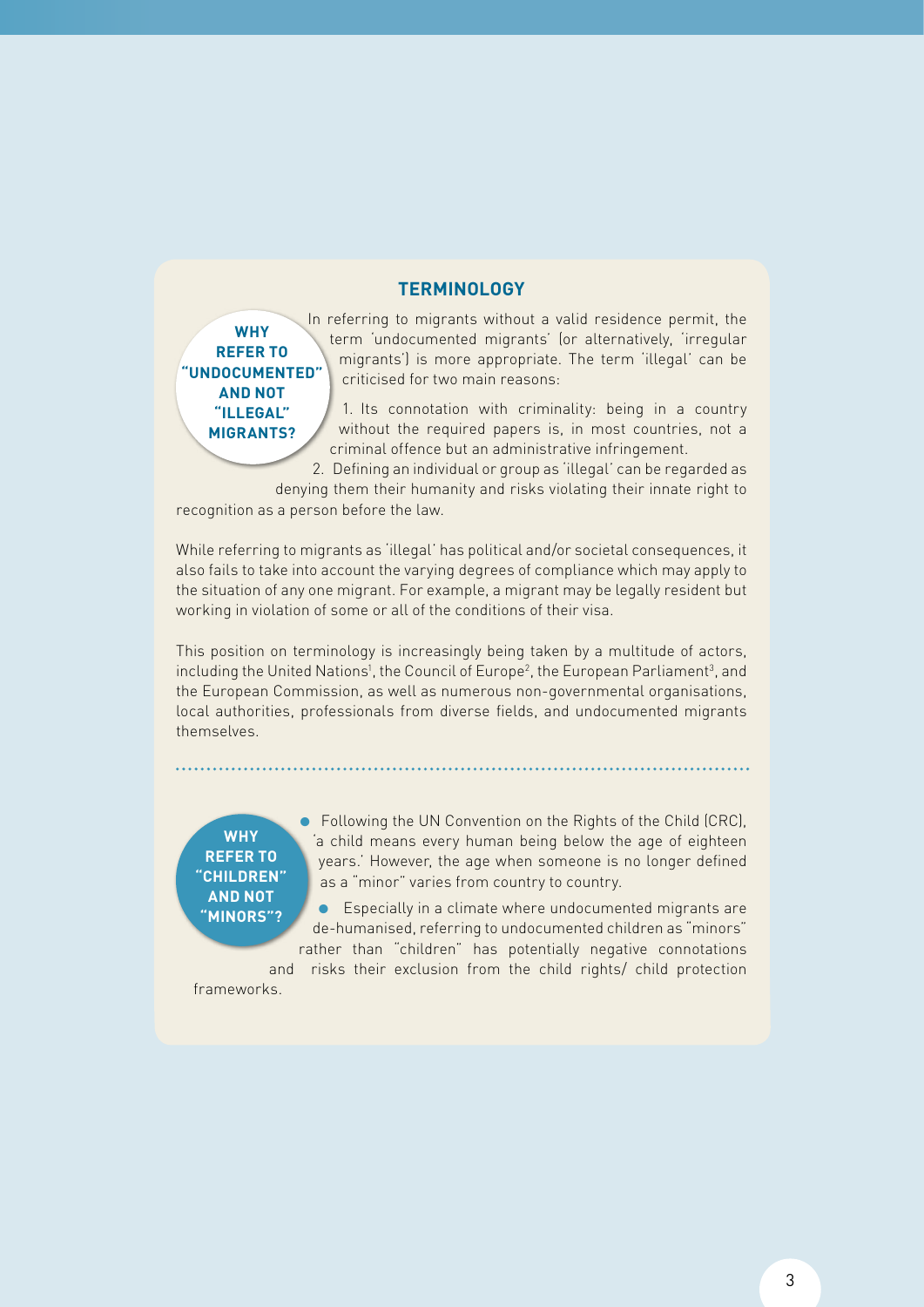## TERMINOLOGY

### WHY REFER TO "UNDOCUMENTED" AND NOT "ILLEGAL" MIGRANTS?

In referring to migrants without a valid residence permit, the term 'undocumented migrants' (or alternatively, 'irregular migrants') is more appropriate. The term 'illegal' can be criticised for two main reasons:

1. Its connotation with criminality: being in a country without the required papers is, in most countries, not a criminal offence but an administrative infringement.
2. Defining an individual or group as 'illegal' can be regarded as denying them their humanity and risks violating their innate right to recognition as a person before the law.

While referring to migrants as 'illegal' has political and/or societal consequences, it also fails to take into account the varying degrees of compliance which may apply to the situation of any one migrant. For example, a migrant may be legally resident but working in violation of some or all of the conditions of their visa.

This position on terminology is increasingly being taken by a multitude of actors, including the United Nations[1], the Council of Europe[2], the European Parliament[3], and the European Commission, as well as numerous non-governmental organisations, local authorities, professionals from diverse fields, and undocumented migrants themselves.

### WHY REFER TO "CHILDREN" AND NOT "MINORS"?

- Following the UN Convention on the Rights of the Child (CRC), 'a child means every human being below the age of eighteen years.' However, the age when someone is no longer defined as a "minor" varies from country to country.
- Especially in a climate where undocumented migrants are de-humanised, referring to undocumented children as "minors" rather than "children" has potentially negative connotations and risks their exclusion from the child rights/ child protection frameworks.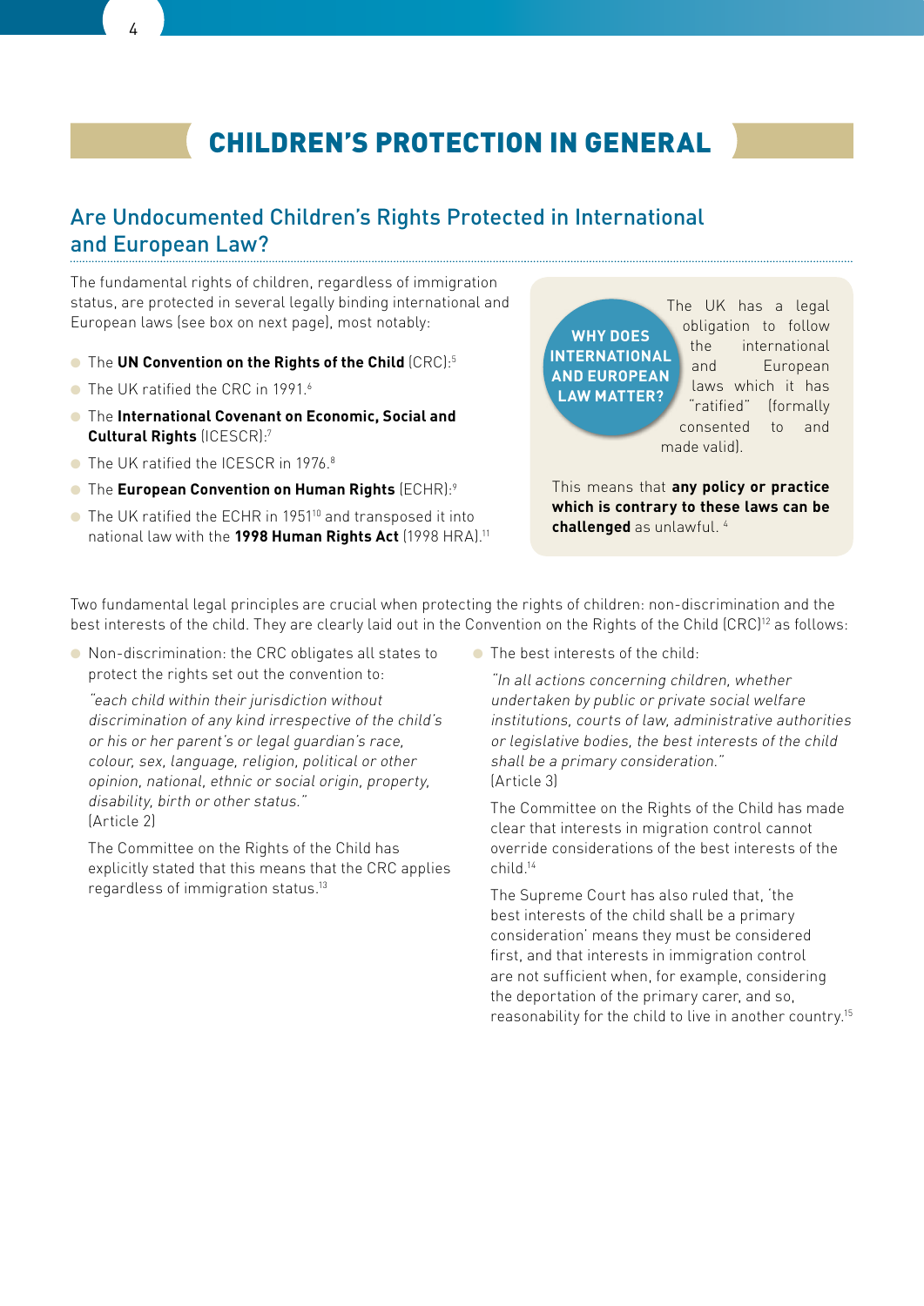// CHILDREN'S PROTECTION IN GENERAL

## Are Undocumented Children's Rights Protected in International and European Law?

The fundamental rights of children, regardless of immigration status, are protected in several legally binding international and European laws (see box on next page), most notably:

- The **UN Convention on the Rights of the Child** (CRC):[5]
- The UK ratified the CRC in 1991.[6]
- The **International Covenant on Economic, Social and Cultural Rights** (ICESCR):[7]
- The UK ratified the ICESCR in 1976.[8]
- The **European Convention on Human Rights** (ECHR):[9]
- The UK ratified the ECHR in 1951[10] and transposed it into national law with the **1998 Human Rights Act** (1998 HRA).[11]

**WHY DOES INTERNATIONAL AND EUROPEAN LAW MATTER?**

The UK has a legal obligation to follow the international and European laws which it has "ratified" (formally consented to and made valid).

This means that **any policy or practice which is contrary to these laws can be challenged** as unlawful. [4]

Two fundamental legal principles are crucial when protecting the rights of children: non-discrimination and the best interests of the child. They are clearly laid out in the Convention on the Rights of the Child (CRC)[12] as follows:

- Non-discrimination: the CRC obligates all states to protect the rights set out the convention to:

  *"each child within their jurisdiction without discrimination of any kind irrespective of the child's or his or her parent's or legal guardian's race, colour, sex, language, religion, political or other opinion, national, ethnic or social origin, property, disability, birth or other status."*
  (Article 2)

  The Committee on the Rights of the Child has explicitly stated that this means that the CRC applies regardless of immigration status.[13]

- The best interests of the child:

  *"In all actions concerning children, whether undertaken by public or private social welfare institutions, courts of law, administrative authorities or legislative bodies, the best interests of the child shall be a primary consideration."*
  (Article 3)

  The Committee on the Rights of the Child has made clear that interests in migration control cannot override considerations of the best interests of the child.[14]

  The Supreme Court has also ruled that, 'the best interests of the child shall be a primary consideration' means they must be considered first, and that interests in immigration control are not sufficient when, for example, considering the deportation of the primary carer, and so, reasonability for the child to live in another country.[15]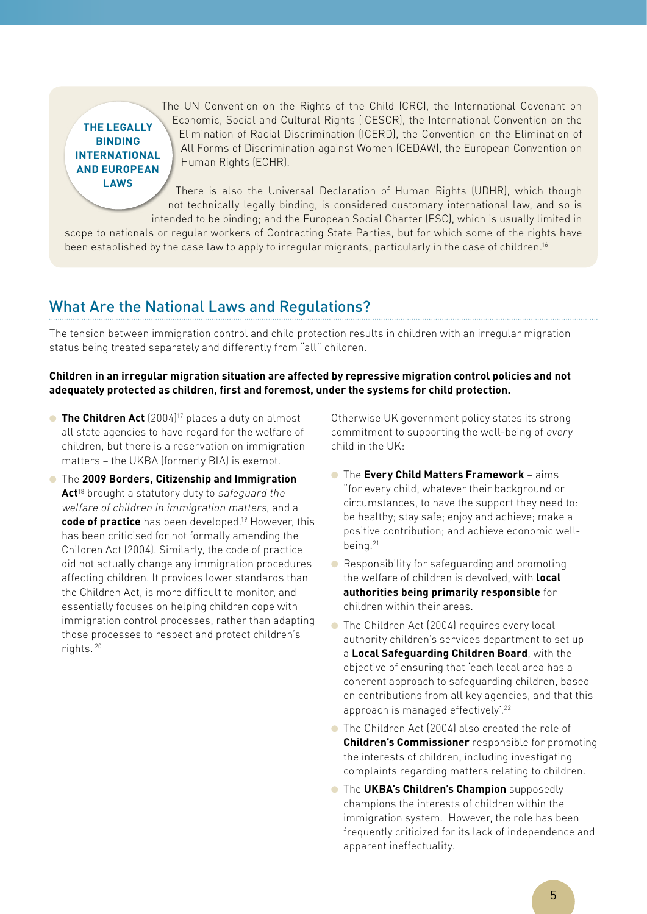**THE LEGALLY BINDING INTERNATIONAL AND EUROPEAN LAWS**

The UN Convention on the Rights of the Child (CRC), the International Covenant on Economic, Social and Cultural Rights (ICESCR), the International Convention on the Elimination of Racial Discrimination (ICERD), the Convention on the Elimination of All Forms of Discrimination against Women (CEDAW), the European Convention on Human Rights (ECHR).

There is also the Universal Declaration of Human Rights (UDHR), which though not technically legally binding, is considered customary international law, and so is intended to be binding; and the European Social Charter (ESC), which is usually limited in scope to nationals or regular workers of Contracting State Parties, but for which some of the rights have been established by the case law to apply to irregular migrants, particularly in the case of children.[16]

## What Are the National Laws and Regulations?

The tension between immigration control and child protection results in children with an irregular migration status being treated separately and differently from "all" children.

**Children in an irregular migration situation are affected by repressive migration control policies and not adequately protected as children, first and foremost, under the systems for child protection.**

- **The Children Act** (2004)[17] places a duty on almost all state agencies to have regard for the welfare of children, but there is a reservation on immigration matters – the UKBA (formerly BIA) is exempt.
- The **2009 Borders, Citizenship and Immigration Act**[18] brought a statutory duty to *safeguard the welfare of children in immigration matters*, and a **code of practice** has been developed.[19] However, this has been criticised for not formally amending the Children Act (2004). Similarly, the code of practice did not actually change any immigration procedures affecting children. It provides lower standards than the Children Act, is more difficult to monitor, and essentially focuses on helping children cope with immigration control processes, rather than adapting those processes to respect and protect children's rights.[20]

Otherwise UK government policy states its strong commitment to supporting the well-being of *every* child in the UK:

- The **Every Child Matters Framework** – aims "for every child, whatever their background or circumstances, to have the support they need to: be healthy; stay safe; enjoy and achieve; make a positive contribution; and achieve economic well-being.[21]
- Responsibility for safeguarding and promoting the welfare of children is devolved, with **local authorities being primarily responsible** for children within their areas.
- The Children Act (2004) requires every local authority children's services department to set up a **Local Safeguarding Children Board**, with the objective of ensuring that 'each local area has a coherent approach to safeguarding children, based on contributions from all key agencies, and that this approach is managed effectively'.[22]
- The Children Act (2004) also created the role of **Children's Commissioner** responsible for promoting the interests of children, including investigating complaints regarding matters relating to children.
- The **UKBA's Children's Champion** supposedly champions the interests of children within the immigration system. However, the role has been frequently criticized for its lack of independence and apparent ineffectuality.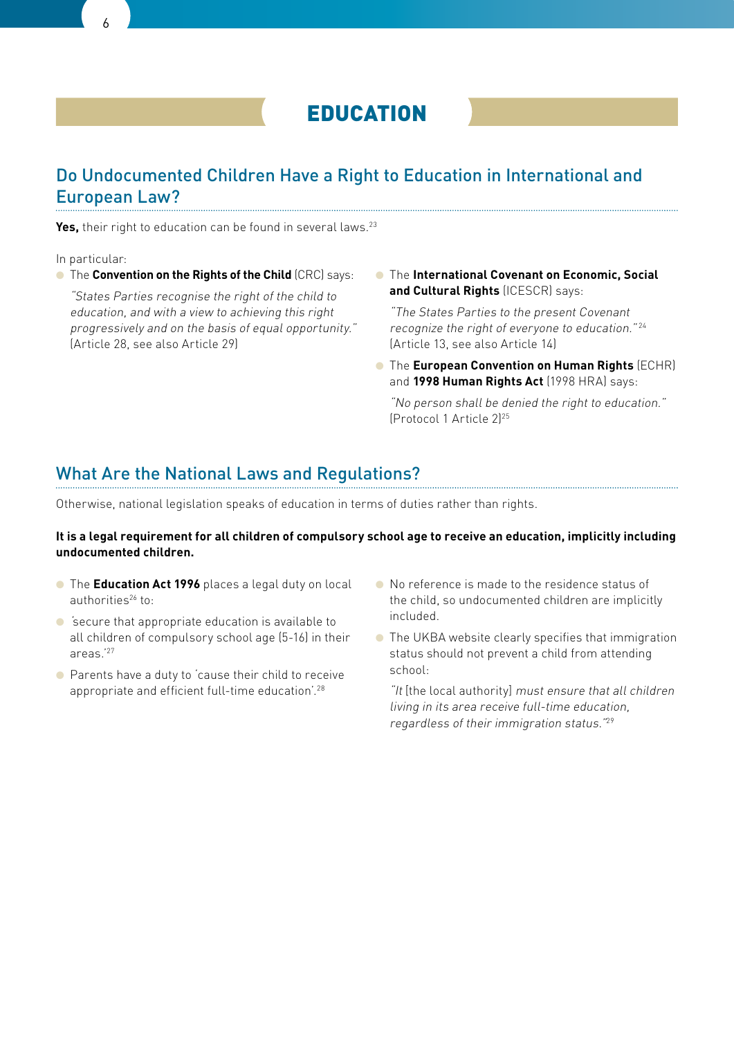# EDUCATION

## Do Undocumented Children Have a Right to Education in International and European Law?

**Yes,** their right to education can be found in several laws.[23]

In particular:

- The **Convention on the Rights of the Child** (CRC) says:

  *"States Parties recognise the right of the child to education, and with a view to achieving this right progressively and on the basis of equal opportunity."* (Article 28, see also Article 29)

- The **International Covenant on Economic, Social and Cultural Rights** (ICESCR) says:

  *"The States Parties to the present Covenant recognize the right of everyone to education."*[24] (Article 13, see also Article 14)

- The **European Convention on Human Rights** (ECHR) and **1998 Human Rights Act** (1998 HRA) says:

  *"No person shall be denied the right to education."* (Protocol 1 Article 2)[25]

## What Are the National Laws and Regulations?

Otherwise, national legislation speaks of education in terms of duties rather than rights.

**It is a legal requirement for all children of compulsory school age to receive an education, implicitly including undocumented children.**

- The **Education Act 1996** places a legal duty on local authorities[26] to:
- 'secure that appropriate education is available to all children of compulsory school age (5-16) in their areas.'[27]
- Parents have a duty to 'cause their child to receive appropriate and efficient full-time education'.[28]
- No reference is made to the residence status of the child, so undocumented children are implicitly included.
- The UKBA website clearly specifies that immigration status should not prevent a child from attending school:

  *"It* [the local authority] *must ensure that all children living in its area receive full-time education, regardless of their immigration status."*[29]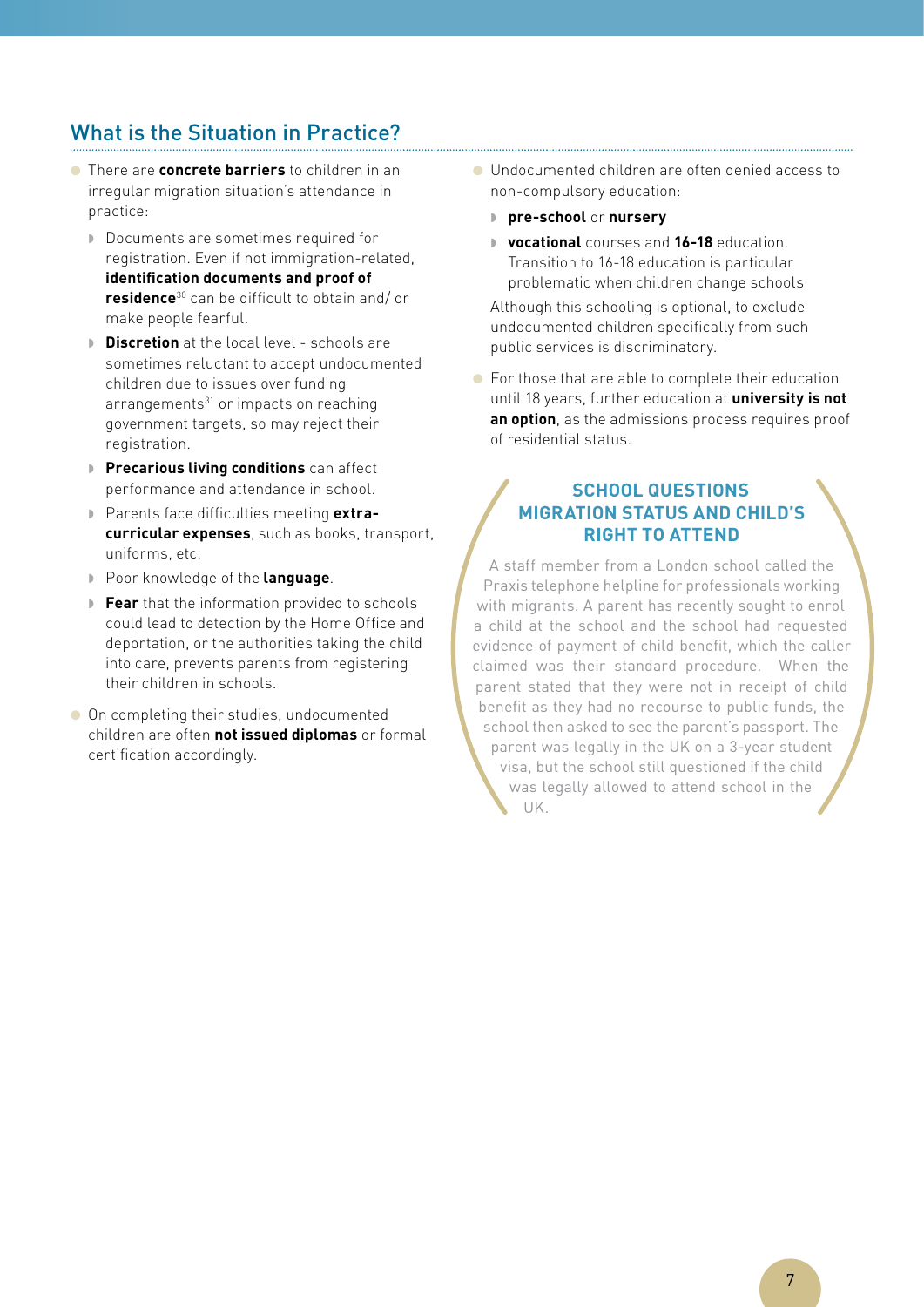## What is the Situation in Practice?

- There are **concrete barriers** to children in an irregular migration situation's attendance in practice:
  - Documents are sometimes required for registration. Even if not immigration-related, **identification documents and proof of residence**[30] can be difficult to obtain and/ or make people fearful.
  - **Discretion** at the local level - schools are sometimes reluctant to accept undocumented children due to issues over funding arrangements[31] or impacts on reaching government targets, so may reject their registration.
  - **Precarious living conditions** can affect performance and attendance in school.
  - Parents face difficulties meeting **extra-curricular expenses**, such as books, transport, uniforms, etc.
  - Poor knowledge of the **language**.
  - **Fear** that the information provided to schools could lead to detection by the Home Office and deportation, or the authorities taking the child into care, prevents parents from registering their children in schools.
- On completing their studies, undocumented children are often **not issued diplomas** or formal certification accordingly.
- Undocumented children are often denied access to non-compulsory education:
  - **pre-school** or **nursery**
  - **vocational** courses and **16-18** education. Transition to 16-18 education is particular problematic when children change schools

  Although this schooling is optional, to exclude undocumented children specifically from such public services is discriminatory.
- For those that are able to complete their education until 18 years, further education at **university is not an option**, as the admissions process requires proof of residential status.

### SCHOOL QUESTIONS MIGRATION STATUS AND CHILD'S RIGHT TO ATTEND

A staff member from a London school called the Praxis telephone helpline for professionals working with migrants. A parent has recently sought to enrol a child at the school and the school had requested evidence of payment of child benefit, which the caller claimed was their standard procedure. When the parent stated that they were not in receipt of child benefit as they had no recourse to public funds, the school then asked to see the parent's passport. The parent was legally in the UK on a 3-year student visa, but the school still questioned if the child was legally allowed to attend school in the UK.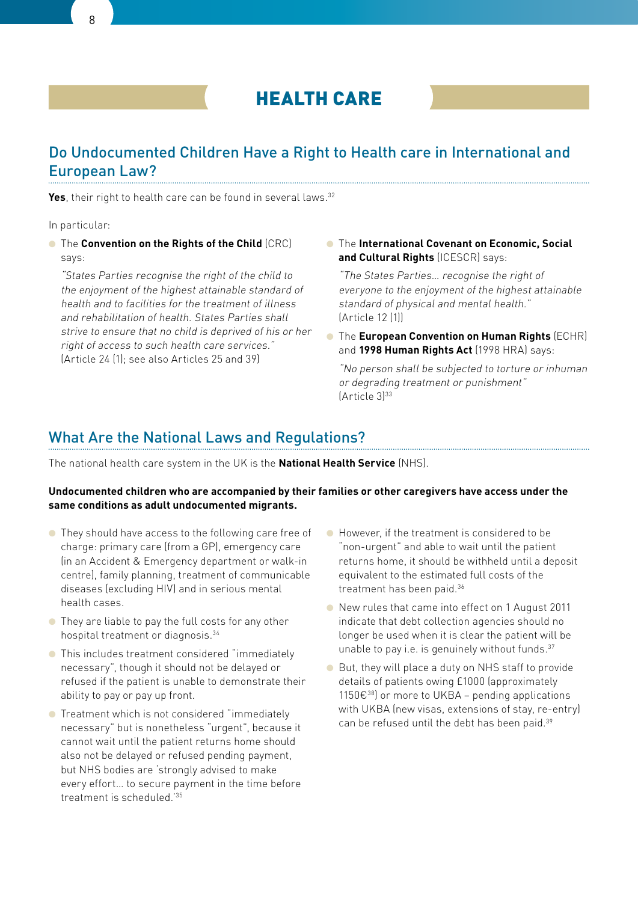# HEALTH CARE

## Do Undocumented Children Have a Right to Health care in International and European Law?

**Yes**, their right to health care can be found in several laws.[32]

In particular:

- The **Convention on the Rights of the Child** (CRC) says:

  *"States Parties recognise the right of the child to the enjoyment of the highest attainable standard of health and to facilities for the treatment of illness and rehabilitation of health. States Parties shall strive to ensure that no child is deprived of his or her right of access to such health care services."* (Article 24 (1); see also Articles 25 and 39)

- The **International Covenant on Economic, Social and Cultural Rights** (ICESCR) says:

  *"The States Parties... recognise the right of everyone to the enjoyment of the highest attainable standard of physical and mental health."* (Article 12 (1))

- The **European Convention on Human Rights** (ECHR) and **1998 Human Rights Act** (1998 HRA) says:

  *"No person shall be subjected to torture or inhuman or degrading treatment or punishment"* (Article 3)[33]

## What Are the National Laws and Regulations?

The national health care system in the UK is the **National Health Service** (NHS).

**Undocumented children who are accompanied by their families or other caregivers have access under the same conditions as adult undocumented migrants.**

- They should have access to the following care free of charge: primary care (from a GP), emergency care (in an Accident & Emergency department or walk-in centre), family planning, treatment of communicable diseases (excluding HIV) and in serious mental health cases.
- They are liable to pay the full costs for any other hospital treatment or diagnosis.[34]
- This includes treatment considered "immediately necessary", though it should not be delayed or refused if the patient is unable to demonstrate their ability to pay or pay up front.
- Treatment which is not considered "immediately necessary" but is nonetheless "urgent", because it cannot wait until the patient returns home should also not be delayed or refused pending payment, but NHS bodies are 'strongly advised to make every effort... to secure payment in the time before treatment is scheduled.'[35]
- However, if the treatment is considered to be "non-urgent" and able to wait until the patient returns home, it should be withheld until a deposit equivalent to the estimated full costs of the treatment has been paid.[36]
- New rules that came into effect on 1 August 2011 indicate that debt collection agencies should no longer be used when it is clear the patient will be unable to pay i.e. is genuinely without funds.[37]
- But, they will place a duty on NHS staff to provide details of patients owing £1000 (approximately 1150€[38]) or more to UKBA – pending applications with UKBA (new visas, extensions of stay, re-entry) can be refused until the debt has been paid.[39]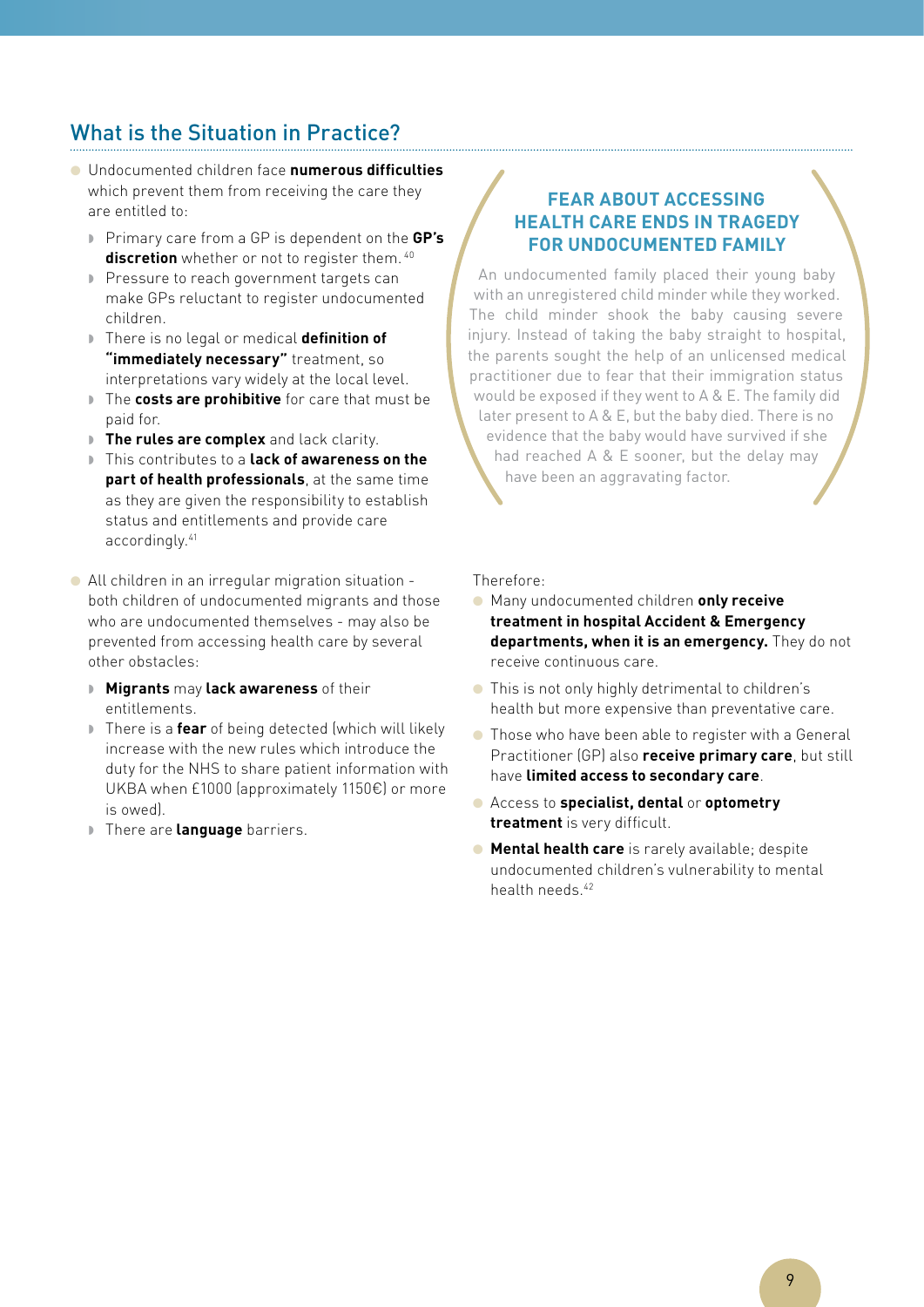## What is the Situation in Practice?

- Undocumented children face **numerous difficulties** which prevent them from receiving the care they are entitled to:
  - Primary care from a GP is dependent on the **GP's discretion** whether or not to register them.[40]
  - Pressure to reach government targets can make GPs reluctant to register undocumented children.
  - There is no legal or medical **definition of "immediately necessary"** treatment, so interpretations vary widely at the local level.
  - The **costs are prohibitive** for care that must be paid for.
  - **The rules are complex** and lack clarity.
  - This contributes to a **lack of awareness on the part of health professionals**, at the same time as they are given the responsibility to establish status and entitlements and provide care accordingly.[41]
- All children in an irregular migration situation - both children of undocumented migrants and those who are undocumented themselves - may also be prevented from accessing health care by several other obstacles:
  - **Migrants** may **lack awareness** of their entitlements.
  - There is a **fear** of being detected (which will likely increase with the new rules which introduce the duty for the NHS to share patient information with UKBA when £1000 (approximately 1150€) or more is owed).
  - There are **language** barriers.

### FEAR ABOUT ACCESSING HEALTH CARE ENDS IN TRAGEDY FOR UNDOCUMENTED FAMILY

An undocumented family placed their young baby with an unregistered child minder while they worked. The child minder shook the baby causing severe injury. Instead of taking the baby straight to hospital, the parents sought the help of an unlicensed medical practitioner due to fear that their immigration status would be exposed if they went to A & E. The family did later present to A & E, but the baby died. There is no evidence that the baby would have survived if she had reached A & E sooner, but the delay may have been an aggravating factor.

Therefore:

- Many undocumented children **only receive treatment in hospital Accident & Emergency departments, when it is an emergency.** They do not receive continuous care.
- This is not only highly detrimental to children's health but more expensive than preventative care.
- Those who have been able to register with a General Practitioner (GP) also **receive primary care**, but still have **limited access to secondary care**.
- Access to **specialist, dental** or **optometry treatment** is very difficult.
- **Mental health care** is rarely available; despite undocumented children's vulnerability to mental health needs.[42]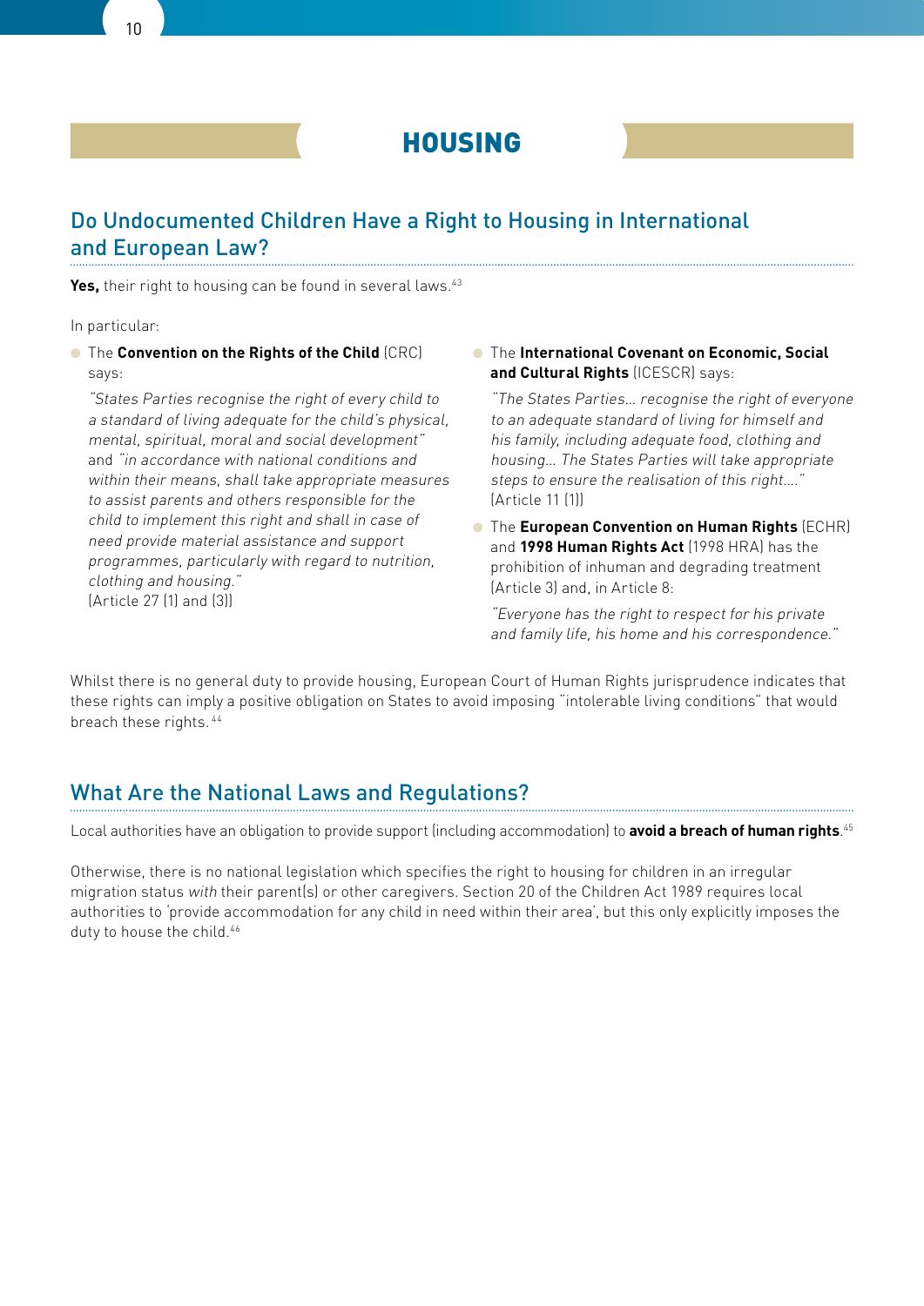# HOUSING

## Do Undocumented Children Have a Right to Housing in International and European Law?

**Yes,** their right to housing can be found in several laws.[43]

In particular:

- The **Convention on the Rights of the Child** (CRC) says:

  *"States Parties recognise the right of every child to a standard of living adequate for the child's physical, mental, spiritual, moral and social development"* and *"in accordance with national conditions and within their means, shall take appropriate measures to assist parents and others responsible for the child to implement this right and shall in case of need provide material assistance and support programmes, particularly with regard to nutrition, clothing and housing."*
  (Article 27 (1) and (3))

- The **International Covenant on Economic, Social and Cultural Rights** (ICESCR) says:

  *"The States Parties… recognise the right of everyone to an adequate standard of living for himself and his family, including adequate food, clothing and housing… The States Parties will take appropriate steps to ensure the realisation of this right…."*
  (Article 11 (1))

- The **European Convention on Human Rights** (ECHR) and **1998 Human Rights Act** (1998 HRA) has the prohibition of inhuman and degrading treatment (Article 3) and, in Article 8:

  *"Everyone has the right to respect for his private and family life, his home and his correspondence."*

Whilst there is no general duty to provide housing, European Court of Human Rights jurisprudence indicates that these rights can imply a positive obligation on States to avoid imposing "intolerable living conditions" that would breach these rights.[44]

## What Are the National Laws and Regulations?

Local authorities have an obligation to provide support (including accommodation) to **avoid a breach of human rights**.[45]

Otherwise, there is no national legislation which specifies the right to housing for children in an irregular migration status *with* their parent(s) or other caregivers. Section 20 of the Children Act 1989 requires local authorities to 'provide accommodation for any child in need within their area', but this only explicitly imposes the duty to house the child.[46]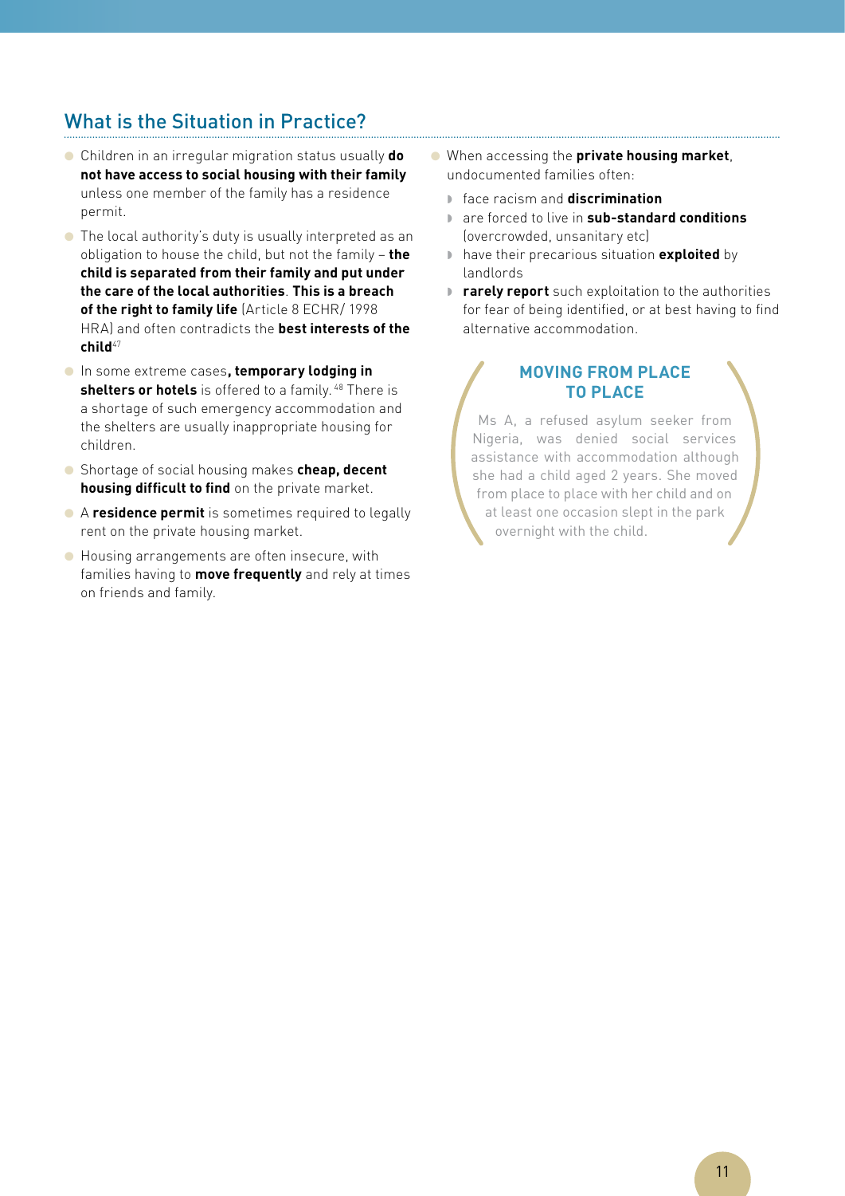## What is the Situation in Practice?

- Children in an irregular migration status usually **do not have access to social housing with their family** unless one member of the family has a residence permit.
- The local authority's duty is usually interpreted as an obligation to house the child, but not the family – **the child is separated from their family and put under the care of the local authorities**. **This is a breach of the right to family life** (Article 8 ECHR/ 1998 HRA) and often contradicts the **best interests of the child**[47]
- In some extreme cases**, temporary lodging in shelters or hotels** is offered to a family.[48] There is a shortage of such emergency accommodation and the shelters are usually inappropriate housing for children.
- Shortage of social housing makes **cheap, decent housing difficult to find** on the private market.
- A **residence permit** is sometimes required to legally rent on the private housing market.
- Housing arrangements are often insecure, with families having to **move frequently** and rely at times on friends and family.
- When accessing the **private housing market**, undocumented families often:
  - face racism and **discrimination**
  - are forced to live in **sub-standard conditions** (overcrowded, unsanitary etc)
  - have their precarious situation **exploited** by landlords
  - **rarely report** such exploitation to the authorities for fear of being identified, or at best having to find alternative accommodation.

### MOVING FROM PLACE TO PLACE

Ms A, a refused asylum seeker from Nigeria, was denied social services assistance with accommodation although she had a child aged 2 years. She moved from place to place with her child and on at least one occasion slept in the park overnight with the child.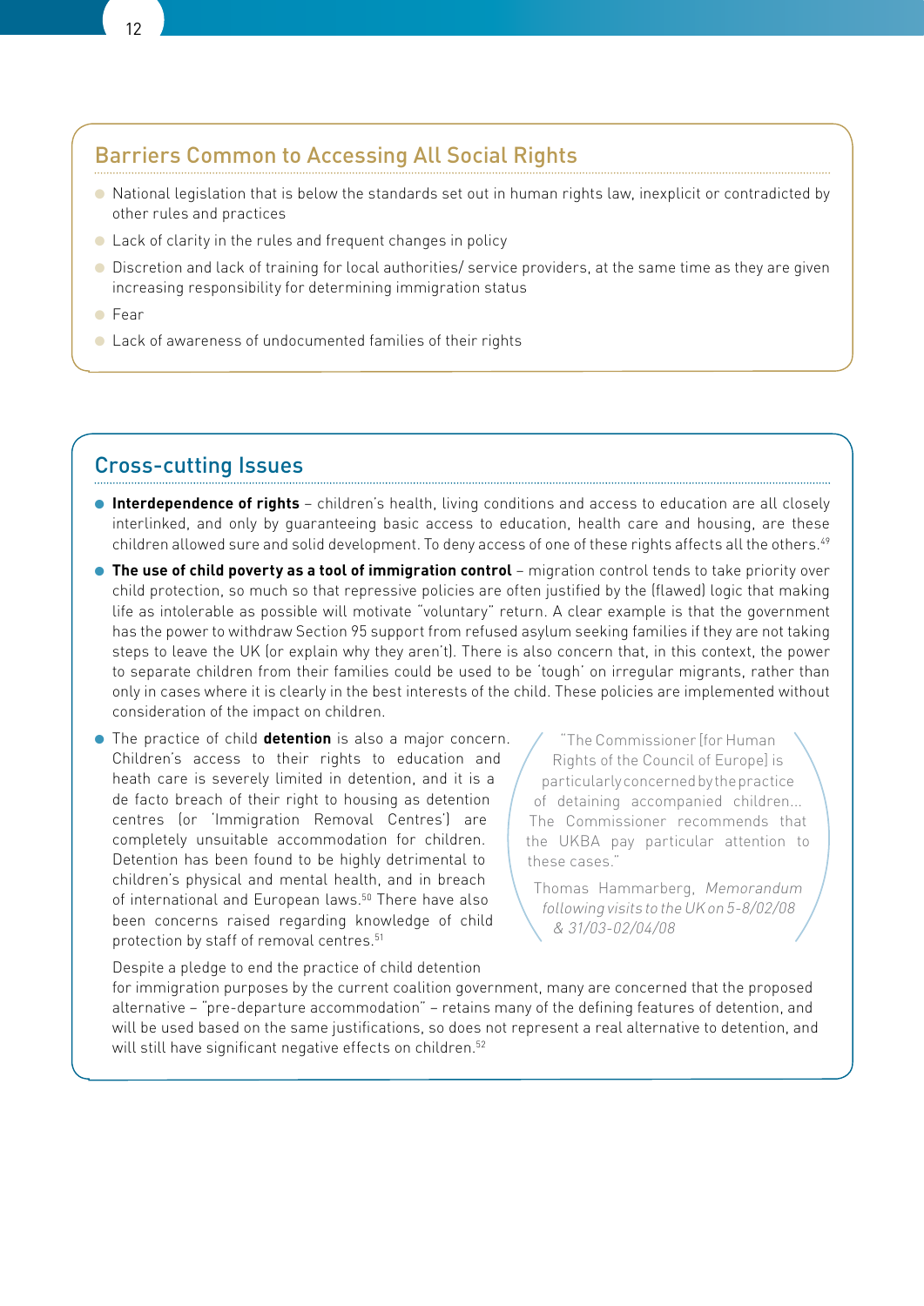## Barriers Common to Accessing All Social Rights

- National legislation that is below the standards set out in human rights law, inexplicit or contradicted by other rules and practices
- Lack of clarity in the rules and frequent changes in policy
- Discretion and lack of training for local authorities/ service providers, at the same time as they are given increasing responsibility for determining immigration status
- Fear
- Lack of awareness of undocumented families of their rights

## Cross-cutting Issues

- **Interdependence of rights** – children's health, living conditions and access to education are all closely interlinked, and only by guaranteeing basic access to education, health care and housing, are these children allowed sure and solid development. To deny access of one of these rights affects all the others.[49]
- **The use of child poverty as a tool of immigration control** – migration control tends to take priority over child protection, so much so that repressive policies are often justified by the (flawed) logic that making life as intolerable as possible will motivate "voluntary" return. A clear example is that the government has the power to withdraw Section 95 support from refused asylum seeking families if they are not taking steps to leave the UK (or explain why they aren't). There is also concern that, in this context, the power to separate children from their families could be used to be 'tough' on irregular migrants, rather than only in cases where it is clearly in the best interests of the child. These policies are implemented without consideration of the impact on children.
- The practice of child **detention** is also a major concern. Children's access to their rights to education and heath care is severely limited in detention, and it is a de facto breach of their right to housing as detention centres (or 'Immigration Removal Centres') are completely unsuitable accommodation for children. Detention has been found to be highly detrimental to children's physical and mental health, and in breach of international and European laws.[50] There have also been concerns raised regarding knowledge of child protection by staff of removal centres.[51]

  Despite a pledge to end the practice of child detention for immigration purposes by the current coalition government, many are concerned that the proposed alternative – "pre-departure accommodation" – retains many of the defining features of detention, and will be used based on the same justifications, so does not represent a real alternative to detention, and will still have significant negative effects on children.[52]

> "The Commissioner [for Human Rights of the Council of Europe] is particularly concerned by the practice of detaining accompanied children... The Commissioner recommends that the UKBA pay particular attention to these cases."
>
> Thomas Hammarberg, *Memorandum following visits to the UK on 5-8/02/08 & 31/03-02/04/08*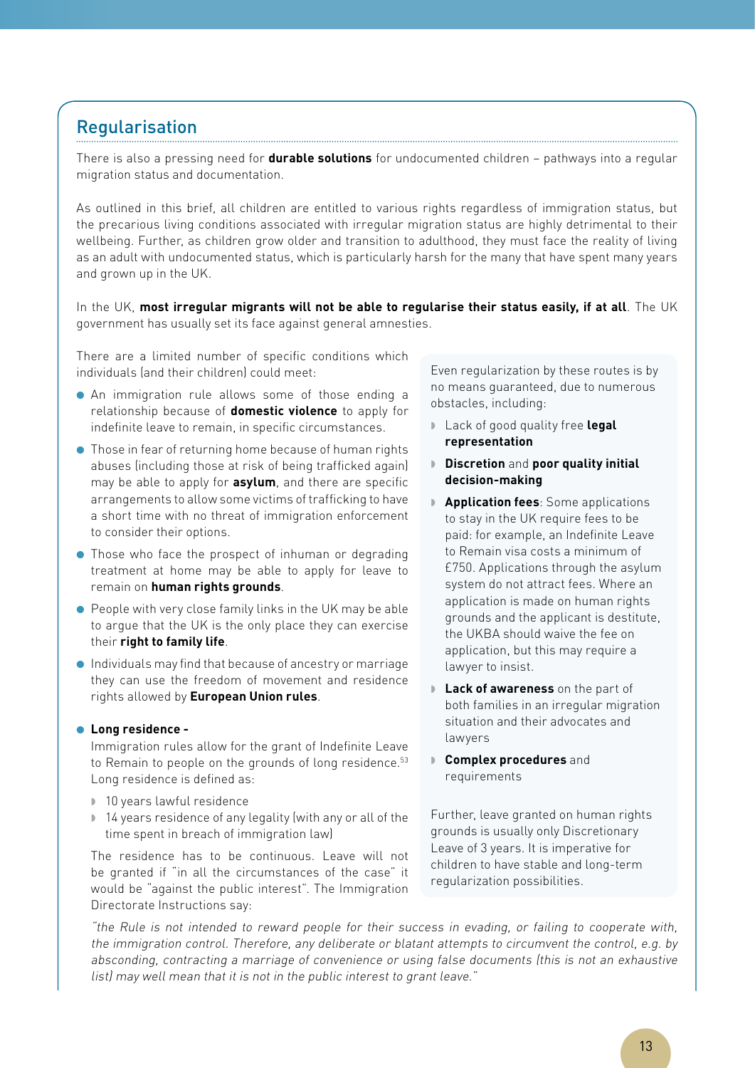## Regularisation

There is also a pressing need for **durable solutions** for undocumented children – pathways into a regular migration status and documentation.

As outlined in this brief, all children are entitled to various rights regardless of immigration status, but the precarious living conditions associated with irregular migration status are highly detrimental to their wellbeing. Further, as children grow older and transition to adulthood, they must face the reality of living as an adult with undocumented status, which is particularly harsh for the many that have spent many years and grown up in the UK.

In the UK, **most irregular migrants will not be able to regularise their status easily, if at all**. The UK government has usually set its face against general amnesties.

There are a limited number of specific conditions which individuals (and their children) could meet:

- An immigration rule allows some of those ending a relationship because of **domestic violence** to apply for indefinite leave to remain, in specific circumstances.
- Those in fear of returning home because of human rights abuses (including those at risk of being trafficked again) may be able to apply for **asylum**, and there are specific arrangements to allow some victims of trafficking to have a short time with no threat of immigration enforcement to consider their options.
- Those who face the prospect of inhuman or degrading treatment at home may be able to apply for leave to remain on **human rights grounds**.
- People with very close family links in the UK may be able to argue that the UK is the only place they can exercise their **right to family life**.
- Individuals may find that because of ancestry or marriage they can use the freedom of movement and residence rights allowed by **European Union rules**.
- **Long residence -**
  Immigration rules allow for the grant of Indefinite Leave to Remain to people on the grounds of long residence.[53] Long residence is defined as:
  - 10 years lawful residence
  - 14 years residence of any legality (with any or all of the time spent in breach of immigration law)

  The residence has to be continuous. Leave will not be granted if "in all the circumstances of the case" it would be "against the public interest". The Immigration Directorate Instructions say:

*"the Rule is not intended to reward people for their success in evading, or failing to cooperate with, the immigration control. Therefore, any deliberate or blatant attempts to circumvent the control, e.g. by absconding, contracting a marriage of convenience or using false documents (this is not an exhaustive list) may well mean that it is not in the public interest to grant leave."*

Even regularization by these routes is by no means guaranteed, due to numerous obstacles, including:

- Lack of good quality free **legal representation**
- **Discretion** and **poor quality initial decision-making**
- **Application fees**: Some applications to stay in the UK require fees to be paid: for example, an Indefinite Leave to Remain visa costs a minimum of £750. Applications through the asylum system do not attract fees. Where an application is made on human rights grounds and the applicant is destitute, the UKBA should waive the fee on application, but this may require a lawyer to insist.
- **Lack of awareness** on the part of both families in an irregular migration situation and their advocates and lawyers
- **Complex procedures** and requirements

Further, leave granted on human rights grounds is usually only Discretionary Leave of 3 years. It is imperative for children to have stable and long-term regularization possibilities.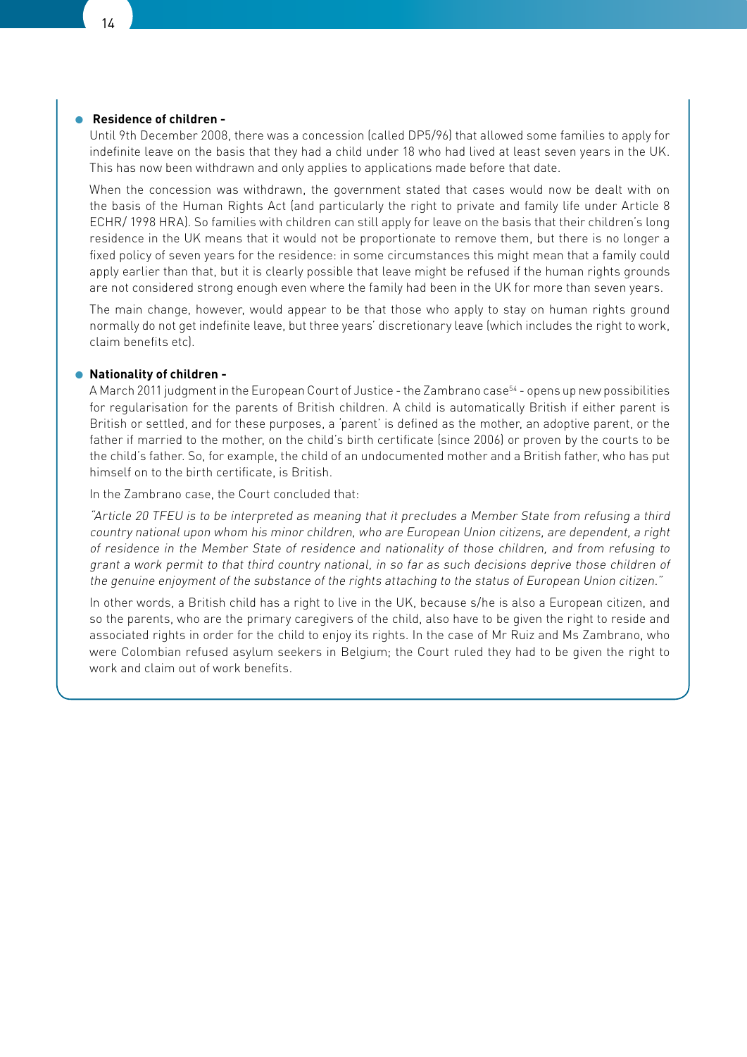- **Residence of children -**

  Until 9th December 2008, there was a concession (called DP5/96) that allowed some families to apply for indefinite leave on the basis that they had a child under 18 who had lived at least seven years in the UK. This has now been withdrawn and only applies to applications made before that date.

  When the concession was withdrawn, the government stated that cases would now be dealt with on the basis of the Human Rights Act (and particularly the right to private and family life under Article 8 ECHR/ 1998 HRA). So families with children can still apply for leave on the basis that their children's long residence in the UK means that it would not be proportionate to remove them, but there is no longer a fixed policy of seven years for the residence: in some circumstances this might mean that a family could apply earlier than that, but it is clearly possible that leave might be refused if the human rights grounds are not considered strong enough even where the family had been in the UK for more than seven years.

  The main change, however, would appear to be that those who apply to stay on human rights ground normally do not get indefinite leave, but three years' discretionary leave (which includes the right to work, claim benefits etc).

- **Nationality of children -**

  A March 2011 judgment in the European Court of Justice - the Zambrano case[54] - opens up new possibilities for regularisation for the parents of British children. A child is automatically British if either parent is British or settled, and for these purposes, a 'parent' is defined as the mother, an adoptive parent, or the father if married to the mother, on the child's birth certificate (since 2006) or proven by the courts to be the child's father. So, for example, the child of an undocumented mother and a British father, who has put himself on to the birth certificate, is British.

  In the Zambrano case, the Court concluded that:

  *"Article 20 TFEU is to be interpreted as meaning that it precludes a Member State from refusing a third country national upon whom his minor children, who are European Union citizens, are dependent, a right of residence in the Member State of residence and nationality of those children, and from refusing to grant a work permit to that third country national, in so far as such decisions deprive those children of the genuine enjoyment of the substance of the rights attaching to the status of European Union citizen."*

  In other words, a British child has a right to live in the UK, because s/he is also a European citizen, and so the parents, who are the primary caregivers of the child, also have to be given the right to reside and associated rights in order for the child to enjoy its rights. In the case of Mr Ruiz and Ms Zambrano, who were Colombian refused asylum seekers in Belgium; the Court ruled they had to be given the right to work and claim out of work benefits.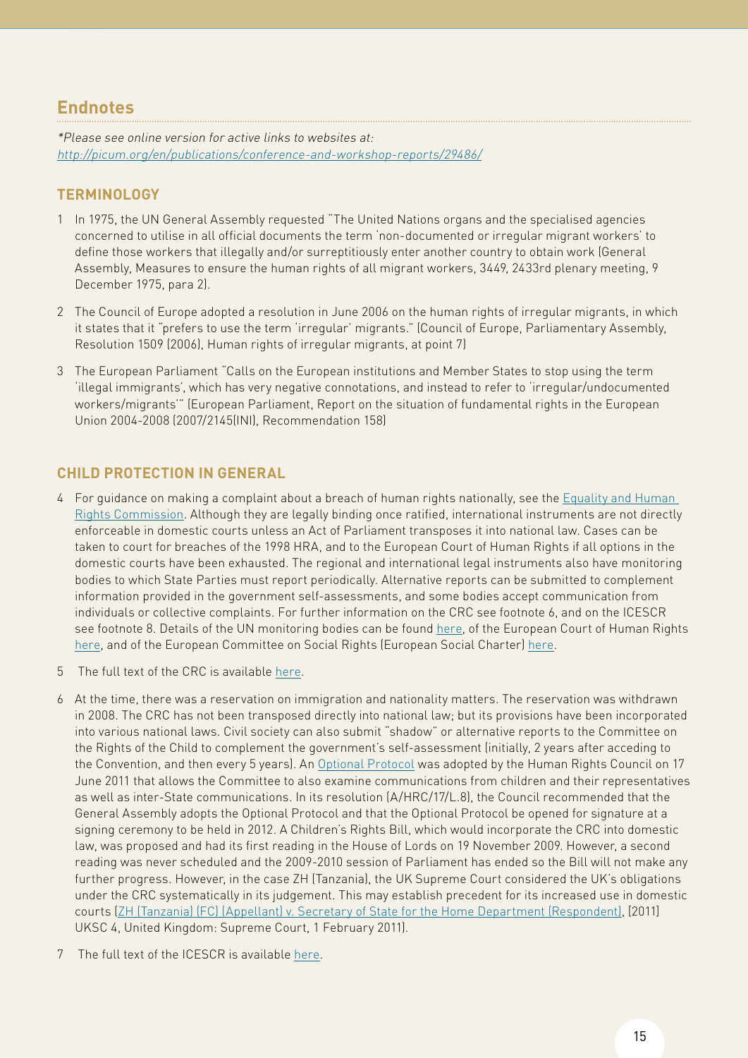## Endnotes

*\*Please see online version for active links to websites at: http://picum.org/en/publications/conference-and-workshop-reports/29486/*

### TERMINOLOGY

1 In 1975, the UN General Assembly requested "The United Nations organs and the specialised agencies concerned to utilise in all official documents the term 'non-documented or irregular migrant workers' to define those workers that illegally and/or surreptitiously enter another country to obtain work (General Assembly, Measures to ensure the human rights of all migrant workers, 3449, 2433rd plenary meeting, 9 December 1975, para 2).

2 The Council of Europe adopted a resolution in June 2006 on the human rights of irregular migrants, in which it states that it "prefers to use the term 'irregular' migrants." (Council of Europe, Parliamentary Assembly, Resolution 1509 (2006), Human rights of irregular migrants, at point 7)

3 The European Parliament "Calls on the European institutions and Member States to stop using the term 'illegal immigrants', which has very negative connotations, and instead to refer to 'irregular/undocumented workers/migrants'" (European Parliament, Report on the situation of fundamental rights in the European Union 2004-2008 (2007/2145(INI), Recommendation 158)

### CHILD PROTECTION IN GENERAL

4 For guidance on making a complaint about a breach of human rights nationally, see the Equality and Human Rights Commission. Although they are legally binding once ratified, international instruments are not directly enforceable in domestic courts unless an Act of Parliament transposes it into national law. Cases can be taken to court for breaches of the 1998 HRA, and to the European Court of Human Rights if all options in the domestic courts have been exhausted. The regional and international legal instruments also have monitoring bodies to which State Parties must report periodically. Alternative reports can be submitted to complement information provided in the government self-assessments, and some bodies accept communication from individuals or collective complaints. For further information on the CRC see footnote 6, and on the ICESCR see footnote 8. Details of the UN monitoring bodies can be found here, of the European Court of Human Rights here, and of the European Committee on Social Rights (European Social Charter) here.

5 The full text of the CRC is available here.

6 At the time, there was a reservation on immigration and nationality matters. The reservation was withdrawn in 2008. The CRC has not been transposed directly into national law; but its provisions have been incorporated into various national laws. Civil society can also submit "shadow" or alternative reports to the Committee on the Rights of the Child to complement the government's self-assessment (initially, 2 years after acceding to the Convention, and then every 5 years). An Optional Protocol was adopted by the Human Rights Council on 17 June 2011 that allows the Committee to also examine communications from children and their representatives as well as inter-State communications. In its resolution (A/HRC/17/L.8), the Council recommended that the General Assembly adopts the Optional Protocol and that the Optional Protocol be opened for signature at a signing ceremony to be held in 2012. A Children's Rights Bill, which would incorporate the CRC into domestic law, was proposed and had its first reading in the House of Lords on 19 November 2009. However, a second reading was never scheduled and the 2009-2010 session of Parliament has ended so the Bill will not make any further progress. However, in the case ZH (Tanzania), the UK Supreme Court considered the UK's obligations under the CRC systematically in its judgement. This may establish precedent for its increased use in domestic courts (ZH (Tanzania) (FC) (Appellant) v. Secretary of State for the Home Department (Respondent), [2011] UKSC 4, United Kingdom: Supreme Court, 1 February 2011).

7 The full text of the ICESCR is available here.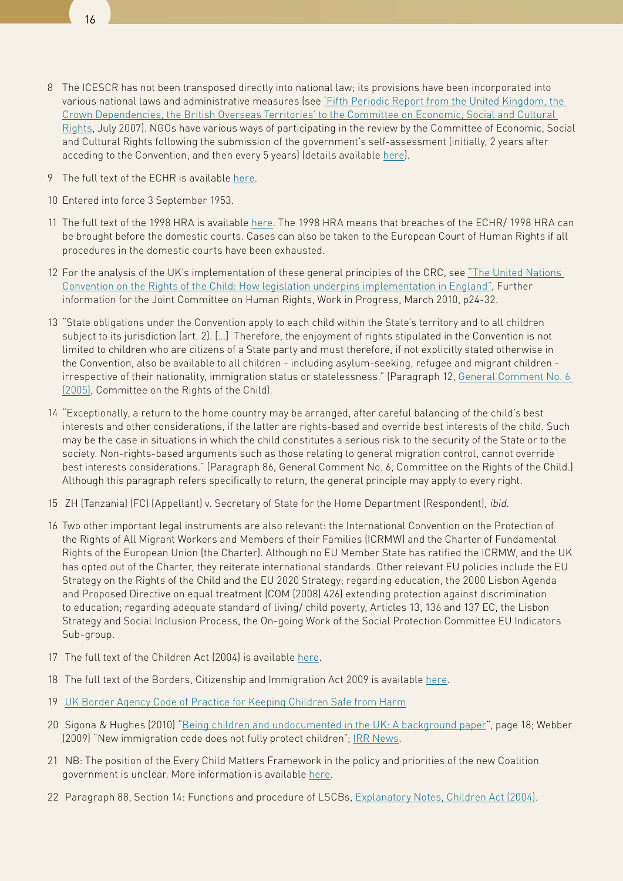8 The ICESCR has not been transposed directly into national law; its provisions have been incorporated into various national laws and administrative measures (see 'Fifth Periodic Report from the United Kingdom, the Crown Dependencies, the British Overseas Territories' to the Committee on Economic, Social and Cultural Rights, July 2007). NGOs have various ways of participating in the review by the Committee of Economic, Social and Cultural Rights following the submission of the government's self-assessment (initially, 2 years after acceding to the Convention, and then every 5 years) (details available here).

9 The full text of the ECHR is available here.

10 Entered into force 3 September 1953.

11 The full text of the 1998 HRA is available here. The 1998 HRA means that breaches of the ECHR/ 1998 HRA can be brought before the domestic courts. Cases can also be taken to the European Court of Human Rights if all procedures in the domestic courts have been exhausted.

12 For the analysis of the UK's implementation of these general principles of the CRC, see "The United Nations Convention on the Rights of the Child: How legislation underpins implementation in England", Further information for the Joint Committee on Human Rights, Work in Progress, March 2010, p24-32.

13 "State obligations under the Convention apply to each child within the State's territory and to all children subject to its jurisdiction (art. 2). [...] Therefore, the enjoyment of rights stipulated in the Convention is not limited to children who are citizens of a State party and must therefore, if not explicitly stated otherwise in the Convention, also be available to all children - including asylum-seeking, refugee and migrant children - irrespective of their nationality, immigration status or statelessness." (Paragraph 12, General Comment No. 6 (2005), Committee on the Rights of the Child).

14 "Exceptionally, a return to the home country may be arranged, after careful balancing of the child's best interests and other considerations, if the latter are rights-based and override best interests of the child. Such may be the case in situations in which the child constitutes a serious risk to the security of the State or to the society. Non-rights-based arguments such as those relating to general migration control, cannot override best interests considerations." (Paragraph 86, General Comment No. 6, Committee on the Rights of the Child.) Although this paragraph refers specifically to return, the general principle may apply to every right.

15 ZH (Tanzania) (FC) (Appellant) v. Secretary of State for the Home Department (Respondent), *ibid.*

16 Two other important legal instruments are also relevant: the International Convention on the Protection of the Rights of All Migrant Workers and Members of their Families (ICRMW) and the Charter of Fundamental Rights of the European Union (the Charter). Although no EU Member State has ratified the ICRMW, and the UK has opted out of the Charter, they reiterate international standards. Other relevant EU policies include the EU Strategy on the Rights of the Child and the EU 2020 Strategy; regarding education, the 2000 Lisbon Agenda and Proposed Directive on equal treatment (COM (2008) 426) extending protection against discrimination to education; regarding adequate standard of living/ child poverty, Articles 13, 136 and 137 EC, the Lisbon Strategy and Social Inclusion Process, the On-going Work of the Social Protection Committee EU Indicators Sub-group.

17 The full text of the Children Act (2004) is available here.

18 The full text of the Borders, Citizenship and Immigration Act 2009 is available here.

19 UK Border Agency Code of Practice for Keeping Children Safe from Harm

20 Sigona & Hughes (2010) "Being children and undocumented in the UK: A background paper", page 18; Webber (2009) "New immigration code does not fully protect children"; IRR News.

21 NB: The position of the Every Child Matters Framework in the policy and priorities of the new Coalition government is unclear. More information is available here.

22 Paragraph 88, Section 14: Functions and procedure of LSCBs, Explanatory Notes, Children Act (2004).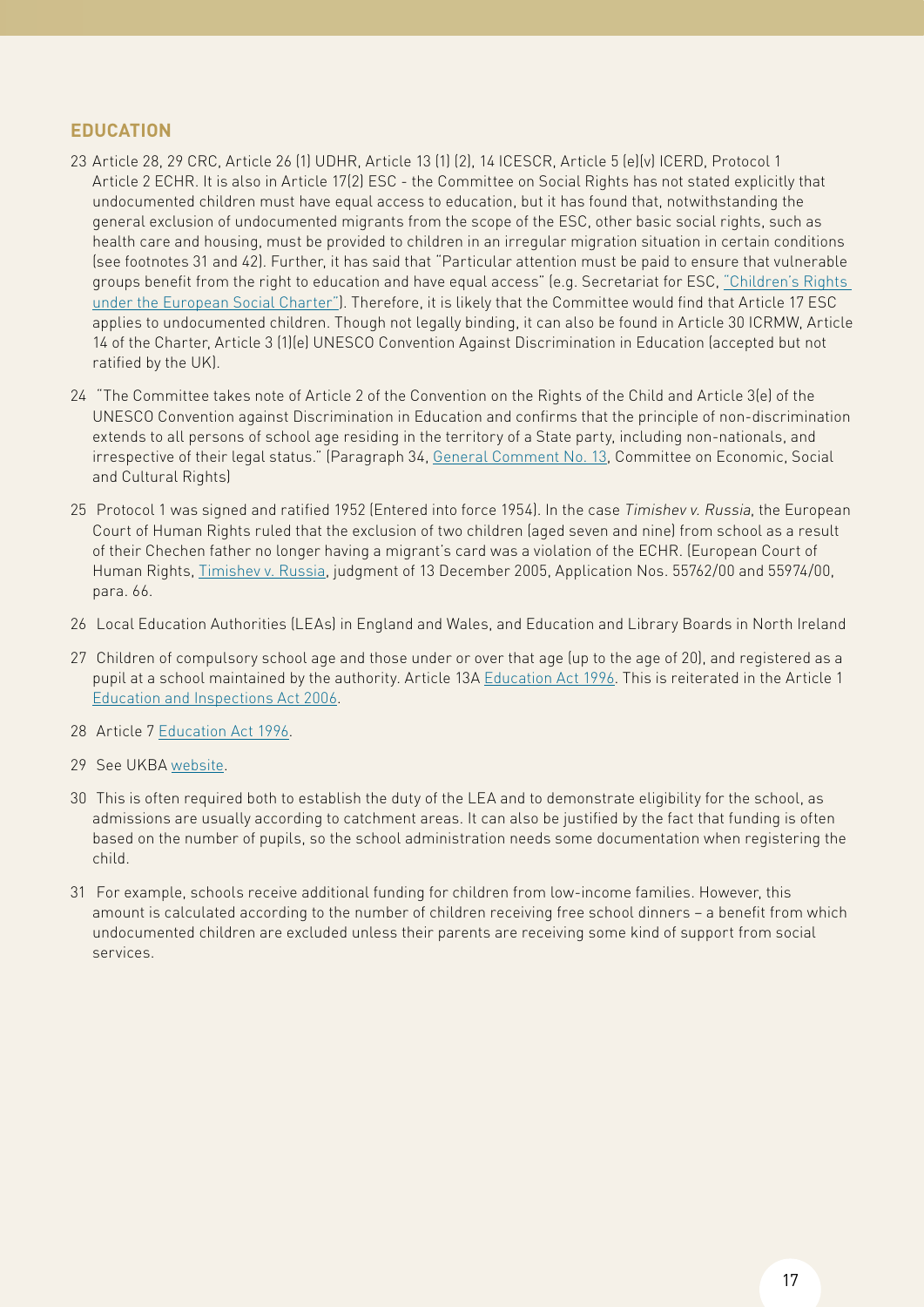## EDUCATION

23 Article 28, 29 CRC, Article 26 (1) UDHR, Article 13 (1) (2), 14 ICESCR, Article 5 (e)(v) ICERD, Protocol 1 Article 2 ECHR. It is also in Article 17(2) ESC - the Committee on Social Rights has not stated explicitly that undocumented children must have equal access to education, but it has found that, notwithstanding the general exclusion of undocumented migrants from the scope of the ESC, other basic social rights, such as health care and housing, must be provided to children in an irregular migration situation in certain conditions (see footnotes 31 and 42). Further, it has said that "Particular attention must be paid to ensure that vulnerable groups benefit from the right to education and have equal access" (e.g. Secretariat for ESC, "Children's Rights under the European Social Charter"). Therefore, it is likely that the Committee would find that Article 17 ESC applies to undocumented children. Though not legally binding, it can also be found in Article 30 ICRMW, Article 14 of the Charter, Article 3 (1)(e) UNESCO Convention Against Discrimination in Education (accepted but not ratified by the UK).

24 "The Committee takes note of Article 2 of the Convention on the Rights of the Child and Article 3(e) of the UNESCO Convention against Discrimination in Education and confirms that the principle of non-discrimination extends to all persons of school age residing in the territory of a State party, including non-nationals, and irrespective of their legal status." (Paragraph 34, General Comment No. 13, Committee on Economic, Social and Cultural Rights)

25 Protocol 1 was signed and ratified 1952 (Entered into force 1954). In the case *Timishev v. Russia*, the European Court of Human Rights ruled that the exclusion of two children (aged seven and nine) from school as a result of their Chechen father no longer having a migrant's card was a violation of the ECHR. (European Court of Human Rights, Timishev v. Russia, judgment of 13 December 2005, Application Nos. 55762/00 and 55974/00, para. 66.

26 Local Education Authorities (LEAs) in England and Wales, and Education and Library Boards in North Ireland

27 Children of compulsory school age and those under or over that age (up to the age of 20), and registered as a pupil at a school maintained by the authority. Article 13A Education Act 1996. This is reiterated in the Article 1 Education and Inspections Act 2006.

28 Article 7 Education Act 1996.

29 See UKBA website.

30 This is often required both to establish the duty of the LEA and to demonstrate eligibility for the school, as admissions are usually according to catchment areas. It can also be justified by the fact that funding is often based on the number of pupils, so the school administration needs some documentation when registering the child.

31 For example, schools receive additional funding for children from low-income families. However, this amount is calculated according to the number of children receiving free school dinners – a benefit from which undocumented children are excluded unless their parents are receiving some kind of support from social services.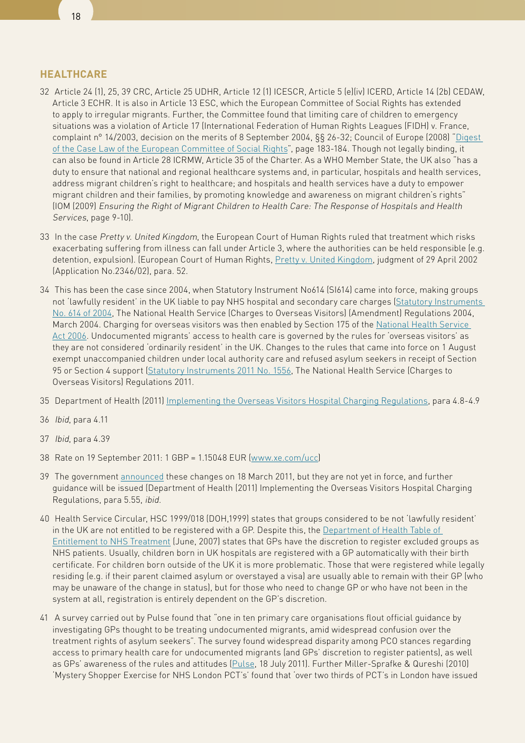## HEALTHCARE

32 Article 24 (1), 25, 39 CRC, Article 25 UDHR, Article 12 (1) ICESCR, Article 5 (e)(iv) ICERD, Article 14 (2b) CEDAW, Article 3 ECHR. It is also in Article 13 ESC, which the European Committee of Social Rights has extended to apply to irregular migrants. Further, the Committee found that limiting care of children to emergency situations was a violation of Article 17 (International Federation of Human Rights Leagues (FIDH) v. France, complaint nº 14/2003, decision on the merits of 8 September 2004, §§ 26-32; Council of Europe (2008) "Digest of the Case Law of the European Committee of Social Rights", page 183-184. Though not legally binding, it can also be found in Article 28 ICRMW, Article 35 of the Charter. As a WHO Member State, the UK also "has a duty to ensure that national and regional healthcare systems and, in particular, hospitals and health services, address migrant children's right to healthcare; and hospitals and health services have a duty to empower migrant children and their families, by promoting knowledge and awareness on migrant children's rights" (IOM (2009) *Ensuring the Right of Migrant Children to Health Care: The Response of Hospitals and Health Services*, page 9-10).

33 In the case *Pretty v. United Kingdom*, the European Court of Human Rights ruled that treatment which risks exacerbating suffering from illness can fall under Article 3, where the authorities can be held responsible (e.g. detention, expulsion). (European Court of Human Rights, Pretty v. United Kingdom, judgment of 29 April 2002 (Application No.2346/02), para. 52.

34 This has been the case since 2004, when Statutory Instrument No614 (SI614) came into force, making groups not 'lawfully resident' in the UK liable to pay NHS hospital and secondary care charges (Statutory Instruments No. 614 of 2004, The National Health Service (Charges to Overseas Visitors) (Amendment) Regulations 2004, March 2004. Charging for overseas visitors was then enabled by Section 175 of the National Health Service Act 2006. Undocumented migrants' access to health care is governed by the rules for 'overseas visitors' as they are not considered 'ordinarily resident' in the UK. Changes to the rules that came into force on 1 August exempt unaccompanied children under local authority care and refused asylum seekers in receipt of Section 95 or Section 4 support (Statutory Instruments 2011 No. 1556, The National Health Service (Charges to Overseas Visitors) Regulations 2011.

35 Department of Health (2011) Implementing the Overseas Visitors Hospital Charging Regulations, para 4.8-4.9

36 *Ibid*, para 4.11

37 *Ibid*, para 4.39

38 Rate on 19 September 2011: 1 GBP = 1.15048 EUR (www.xe.com/ucc)

39 The government announced these changes on 18 March 2011, but they are not yet in force, and further guidance will be issued (Department of Health (2011) Implementing the Overseas Visitors Hospital Charging Regulations, para 5.55, *ibid*.

40 Health Service Circular, HSC 1999/018 (DOH,1999) states that groups considered to be not 'lawfully resident' in the UK are not entitled to be registered with a GP. Despite this, the Department of Health Table of Entitlement to NHS Treatment (June, 2007) states that GPs have the discretion to register excluded groups as NHS patients. Usually, children born in UK hospitals are registered with a GP automatically with their birth certificate. For children born outside of the UK it is more problematic. Those that were registered while legally residing (e.g. if their parent claimed asylum or overstayed a visa) are usually able to remain with their GP (who may be unaware of the change in status), but for those who need to change GP or who have not been in the system at all, registration is entirely dependent on the GP's discretion.

41 A survey carried out by Pulse found that "one in ten primary care organisations flout official guidance by investigating GPs thought to be treating undocumented migrants, amid widespread confusion over the treatment rights of asylum seekers". The survey found widespread disparity among PCO stances regarding access to primary health care for undocumented migrants (and GPs' discretion to register patients), as well as GPs' awareness of the rules and attitudes (Pulse, 18 July 2011). Further Miller-Sprafke & Qureshi (2010) 'Mystery Shopper Exercise for NHS London PCT's' found that 'over two thirds of PCT's in London have issued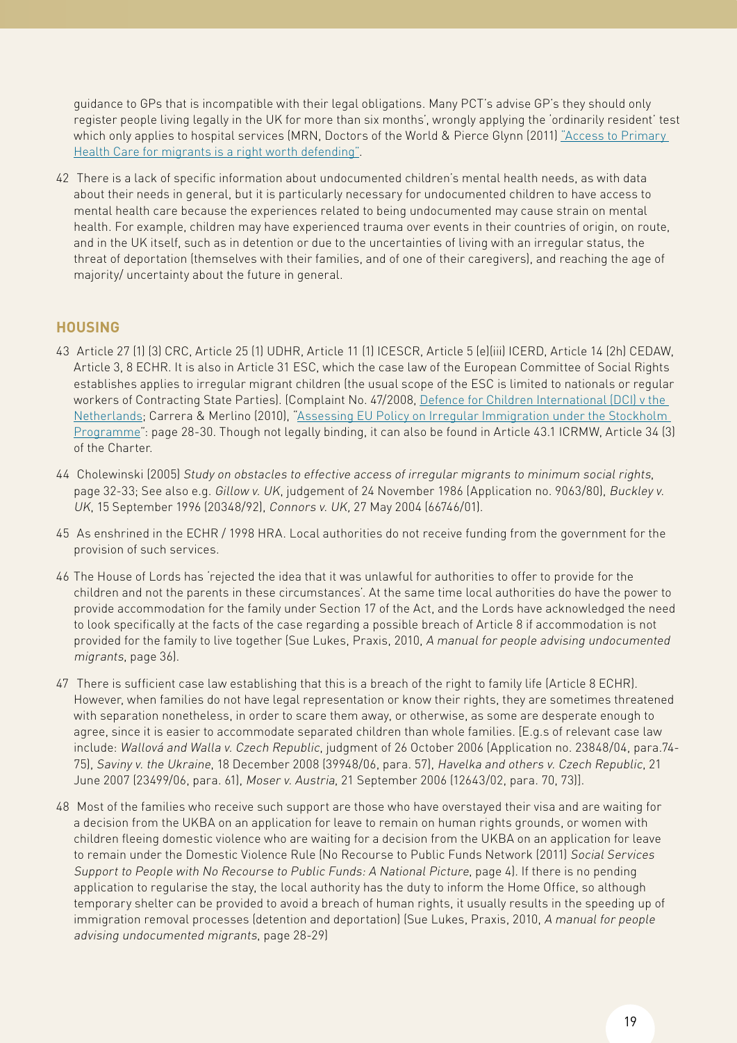guidance to GPs that is incompatible with their legal obligations. Many PCT's advise GP's they should only register people living legally in the UK for more than six months', wrongly applying the 'ordinarily resident' test which only applies to hospital services (MRN, Doctors of the World & Pierce Glynn (2011) "Access to Primary Health Care for migrants is a right worth defending".

42 There is a lack of specific information about undocumented children's mental health needs, as with data about their needs in general, but it is particularly necessary for undocumented children to have access to mental health care because the experiences related to being undocumented may cause strain on mental health. For example, children may have experienced trauma over events in their countries of origin, on route, and in the UK itself, such as in detention or due to the uncertainties of living with an irregular status, the threat of deportation (themselves with their families, and of one of their caregivers), and reaching the age of majority/ uncertainty about the future in general.

## HOUSING

43 Article 27 (1) (3) CRC, Article 25 (1) UDHR, Article 11 (1) ICESCR, Article 5 (e)(iii) ICERD, Article 14 (2h) CEDAW, Article 3, 8 ECHR. It is also in Article 31 ESC, which the case law of the European Committee of Social Rights establishes applies to irregular migrant children (the usual scope of the ESC is limited to nationals or regular workers of Contracting State Parties). (Complaint No. 47/2008, Defence for Children International (DCI) v the Netherlands; Carrera & Merlino (2010), "Assessing EU Policy on Irregular Immigration under the Stockholm Programme": page 28-30. Though not legally binding, it can also be found in Article 43.1 ICRMW, Article 34 (3) of the Charter.

44 Cholewinski (2005) *Study on obstacles to effective access of irregular migrants to minimum social rights*, page 32-33; See also e.g. *Gillow v. UK*, judgement of 24 November 1986 (Application no. 9063/80), *Buckley v. UK*, 15 September 1996 (20348/92), *Connors v. UK*, 27 May 2004 (66746/01).

45 As enshrined in the ECHR / 1998 HRA. Local authorities do not receive funding from the government for the provision of such services.

46 The House of Lords has 'rejected the idea that it was unlawful for authorities to offer to provide for the children and not the parents in these circumstances'. At the same time local authorities do have the power to provide accommodation for the family under Section 17 of the Act, and the Lords have acknowledged the need to look specifically at the facts of the case regarding a possible breach of Article 8 if accommodation is not provided for the family to live together (Sue Lukes, Praxis, 2010, *A manual for people advising undocumented migrants*, page 36).

47 There is sufficient case law establishing that this is a breach of the right to family life (Article 8 ECHR). However, when families do not have legal representation or know their rights, they are sometimes threatened with separation nonetheless, in order to scare them away, or otherwise, as some are desperate enough to agree, since it is easier to accommodate separated children than whole families. [E.g.s of relevant case law include: *Wallová and Walla v. Czech Republic*, judgment of 26 October 2006 (Application no. 23848/04, para.74-75), *Saviny v. the Ukraine*, 18 December 2008 (39948/06, para. 57), *Havelka and others v. Czech Republic*, 21 June 2007 (23499/06, para. 61), *Moser v. Austria*, 21 September 2006 (12643/02, para. 70, 73)].

48 Most of the families who receive such support are those who have overstayed their visa and are waiting for a decision from the UKBA on an application for leave to remain on human rights grounds, or women with children fleeing domestic violence who are waiting for a decision from the UKBA on an application for leave to remain under the Domestic Violence Rule (No Recourse to Public Funds Network (2011) *Social Services Support to People with No Recourse to Public Funds: A National Picture*, page 4). If there is no pending application to regularise the stay, the local authority has the duty to inform the Home Office, so although temporary shelter can be provided to avoid a breach of human rights, it usually results in the speeding up of immigration removal processes (detention and deportation) (Sue Lukes, Praxis, 2010, *A manual for people advising undocumented migrants*, page 28-29)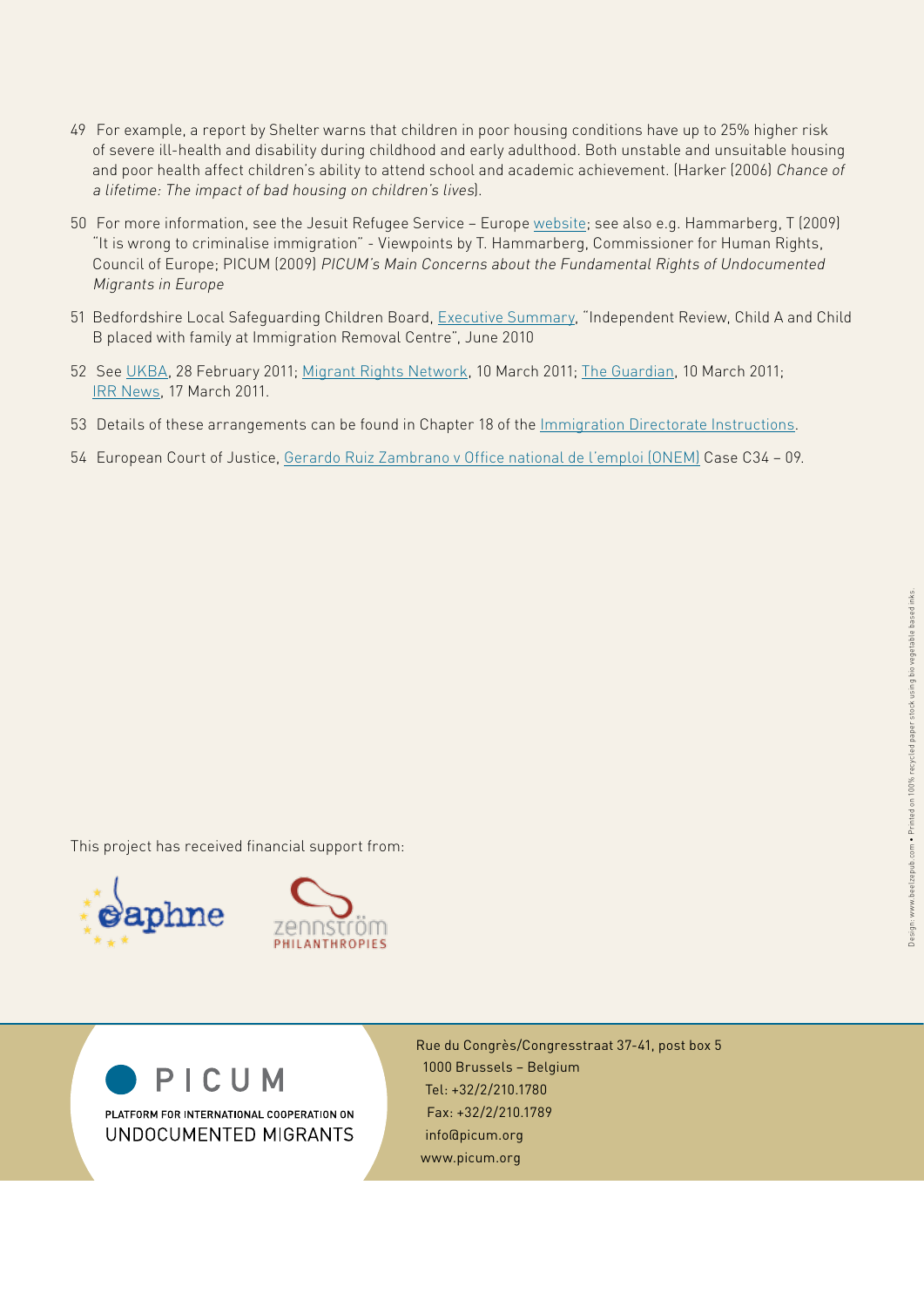49 For example, a report by Shelter warns that children in poor housing conditions have up to 25% higher risk of severe ill-health and disability during childhood and early adulthood. Both unstable and unsuitable housing and poor health affect children's ability to attend school and academic achievement. (Harker (2006) *Chance of a lifetime: The impact of bad housing on children's lives*).

50 For more information, see the Jesuit Refugee Service – Europe website; see also e.g. Hammarberg, T (2009) "It is wrong to criminalise immigration" - Viewpoints by T. Hammarberg, Commissioner for Human Rights, Council of Europe; PICUM (2009) *PICUM's Main Concerns about the Fundamental Rights of Undocumented Migrants in Europe*

51 Bedfordshire Local Safeguarding Children Board, Executive Summary, "Independent Review, Child A and Child B placed with family at Immigration Removal Centre", June 2010

52 See UKBA, 28 February 2011; Migrant Rights Network, 10 March 2011; The Guardian, 10 March 2011; IRR News, 17 March 2011.

53 Details of these arrangements can be found in Chapter 18 of the Immigration Directorate Instructions.

54 European Court of Justice, Gerardo Ruiz Zambrano v Office national de l'emploi (ONEM) Case C34 – 09.

This project has received financial support from:

daphne

zennström PHILANTHROPIES

PICUM

PLATFORM FOR INTERNATIONAL COOPERATION ON UNDOCUMENTED MIGRANTS

Rue du Congrès/Congresstraat 37-41, post box 5
1000 Brussels – Belgium
Tel: +32/2/210.1780
Fax: +32/2/210.1789
info@picum.org
www.picum.org

Design: www.beelzepub.com • Printed on 100% recycled paper stock using bio vegetable based inks.